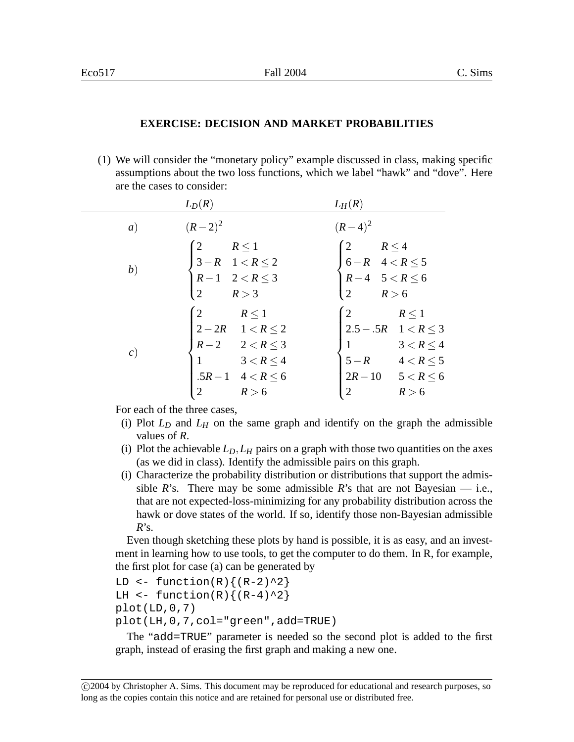## EXERCISE: DECISION AND MARKET PROBABILITIES

(1) We will consider the "monetary policy" example discussed in class, making specific assumptions about the two loss functions, which we label "hawk" and "dove". Here are the cases to consider:

| | $L_D(R)$ | $L_H(R)$ |
|---|---|---|
| $a)$ | $(R-2)^2$ | $(R-4)^2$ |
| $b)$ | $\begin{cases} 2 & R \leq 1 \\ 3-R & 1 < R \leq 2 \\ R-1 & 2 < R \leq 3 \\ 2 & R > 3 \end{cases}$ | $\begin{cases} 2 & R \leq 4 \\ 6-R & 4 < R \leq 5 \\ R-4 & 5 < R \leq 6 \\ 2 & R > 6 \end{cases}$ |
| $c)$ | $\begin{cases} 2 & R \leq 1 \\ 2-2R & 1 < R \leq 2 \\ R-2 & 2 < R \leq 3 \\ 1 & 3 < R \leq 4 \\ .5R-1 & 4 < R \leq 6 \\ 2 & R > 6 \end{cases}$ | $\begin{cases} 2 & R \leq 1 \\ 2.5-.5R & 1 < R \leq 3 \\ 1 & 3 < R \leq 4 \\ 5-R & 4 < R \leq 5 \\ 2R-10 & 5 < R \leq 6 \\ 2 & R > 6 \end{cases}$ |

For each of the three cases,

(i) Plot $L_D$ and $L_H$ on the same graph and identify on the graph the admissible values of $R$.

(i) Plot the achievable $L_D, L_H$ pairs on a graph with those two quantities on the axes (as we did in class). Identify the admissible pairs on this graph.

(i) Characterize the probability distribution or distributions that support the admissible $R$'s. There may be some admissible $R$'s that are not Bayesian — i.e., that are not expected-loss-minimizing for any probability distribution across the hawk or dove states of the world. If so, identify those non-Bayesian admissible $R$'s.

Even though sketching these plots by hand is possible, it is as easy, and an investment in learning how to use tools, to get the computer to do them. In R, for example, the first plot for case (a) can be generated by

```
LD <- function(R){(R-2)^2}
LH <- function(R){(R-4)^2}
plot(LD,0,7)
plot(LH,0,7,col="green",add=TRUE)
```

The "add=TRUE" parameter is needed so the second plot is added to the first graph, instead of erasing the first graph and making a new one.

©2004 by Christopher A. Sims. This document may be reproduced for educational and research purposes, so long as the copies contain this notice and are retained for personal use or distributed free.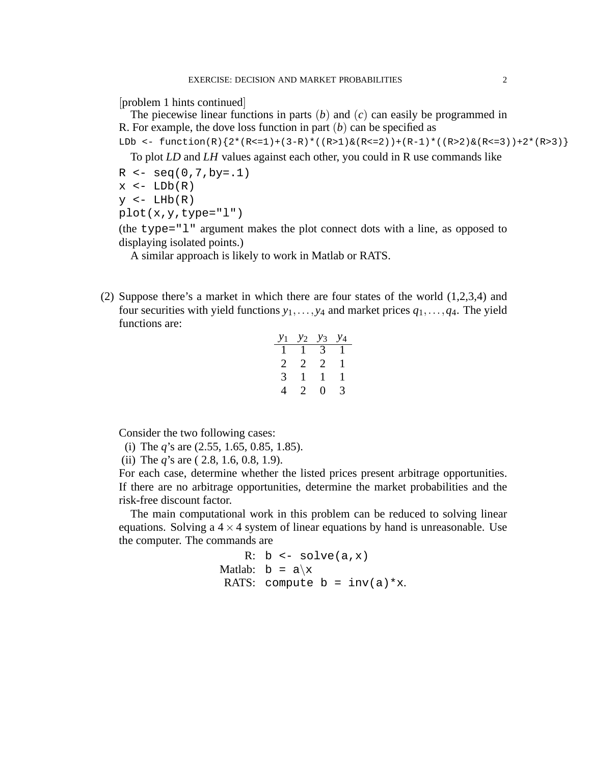[problem 1 hints continued]

The piecewise linear functions in parts $(b)$ and $(c)$ can easily be programmed in R. For example, the dove loss function in part $(b)$ can be specified as

```
LDb <- function(R){2*(R<=1)+(3-R)*((R>1)&(R<=2))+(R-1)*((R>2)&(R<=3))+2*(R>3)}
```

To plot *LD* and *LH* values against each other, you could in R use commands like

```
R <- seq(0,7,by=.1)
x <- LDb(R)
y <- LHb(R)
plot(x,y,type="l")
```

(the `type="l"` argument makes the plot connect dots with a line, as opposed to displaying isolated points.)

A similar approach is likely to work in Matlab or RATS.

(2) Suppose there's a market in which there are four states of the world (1,2,3,4) and four securities with yield functions $y_1,\ldots,y_4$ and market prices $q_1,\ldots,q_4$. The yield functions are:

| $y_1$ | $y_2$ | $y_3$ | $y_4$ |
|---|---|---|---|
| 1 | 1 | 3 | 1 |
| 2 | 2 | 2 | 1 |
| 3 | 1 | 1 | 1 |
| 4 | 2 | 0 | 3 |

Consider the two following cases:

(i) The $q$'s are (2.55, 1.65, 0.85, 1.85).

(ii) The $q$'s are ( 2.8, 1.6, 0.8, 1.9).

For each case, determine whether the listed prices present arbitrage opportunities. If there are no arbitrage opportunities, determine the market probabilities and the risk-free discount factor.

The main computational work in this problem can be reduced to solving linear equations. Solving a $4\times 4$ system of linear equations by hand is unreasonable. Use the computer. The commands are

R: `b <- solve(a,x)`

Matlab: `b = a\x`

RATS: `compute b = inv(a)*x`.